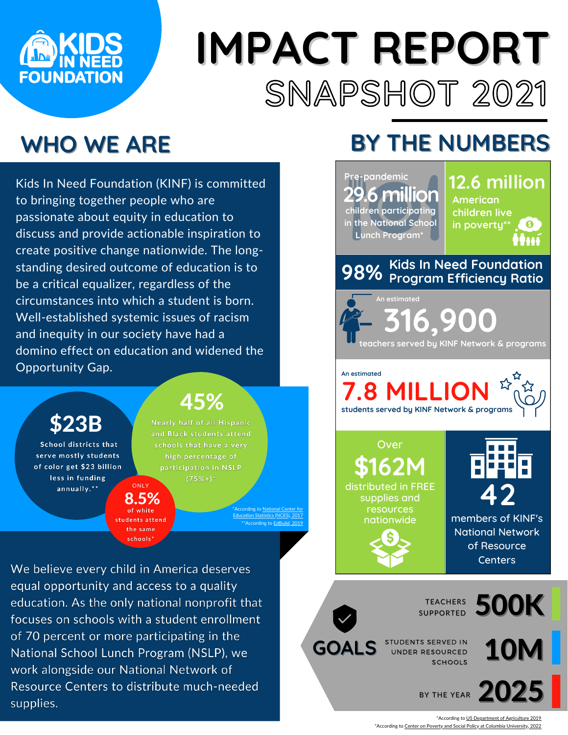# KIDS IN NEED FOUNDATION

# IMPACT REPORT
## SNAPSHOT 2021

## WHO WE ARE

Kids In Need Foundation (KINF) is committed to bringing together people who are passionate about equity in education to discuss and provide actionable inspiration to create positive change nationwide. The long-standing desired outcome of education is to be a critical equalizer, regardless of the circumstances into which a student is born. Well-established systemic issues of racism and inequity in our society have had a domino effect on education and widened the Opportunity Gap.

**$23B**
School districts that serve mostly students of color get $23 billion less in funding annually.**

**45%**
Nearly half of all Hispanic and Black students attend schools that have a very high percentage of participation in NSLP (75%+)*

ONLY
**8.5%**
of white students attend the same schools*

*According to National Center for Education Statistics (NCES), 2017
**According to EdBuild, 2019

We believe every child in America deserves equal opportunity and access to a quality education. As the only national nonprofit that focuses on schools with a student enrollment of 70 percent or more participating in the National School Lunch Program (NSLP), we work alongside our National Network of Resource Centers to distribute much-needed supplies.

## BY THE NUMBERS

Pre-pandemic **29.6 million** children participating in the National School Lunch Program*

**12.6 million** American children live in poverty**

**98%** Kids In Need Foundation Program Efficiency Ratio

An estimated **316,900** teachers served by KINF Network & programs

An estimated **7.8 MILLION** students served by KINF Network & programs

Over **$162M** distributed in FREE supplies and resources nationwide

**42** members of KINF's National Network of Resource Centers

## GOALS

- TEACHERS SUPPORTED: **500K**
- STUDENTS SERVED IN UNDER RESOURCED SCHOOLS: **10M**
- BY THE YEAR: **2025**

*According to US Department of Agriculture 2019
*According to Center on Poverty and Social Policy at Columbia University, 2022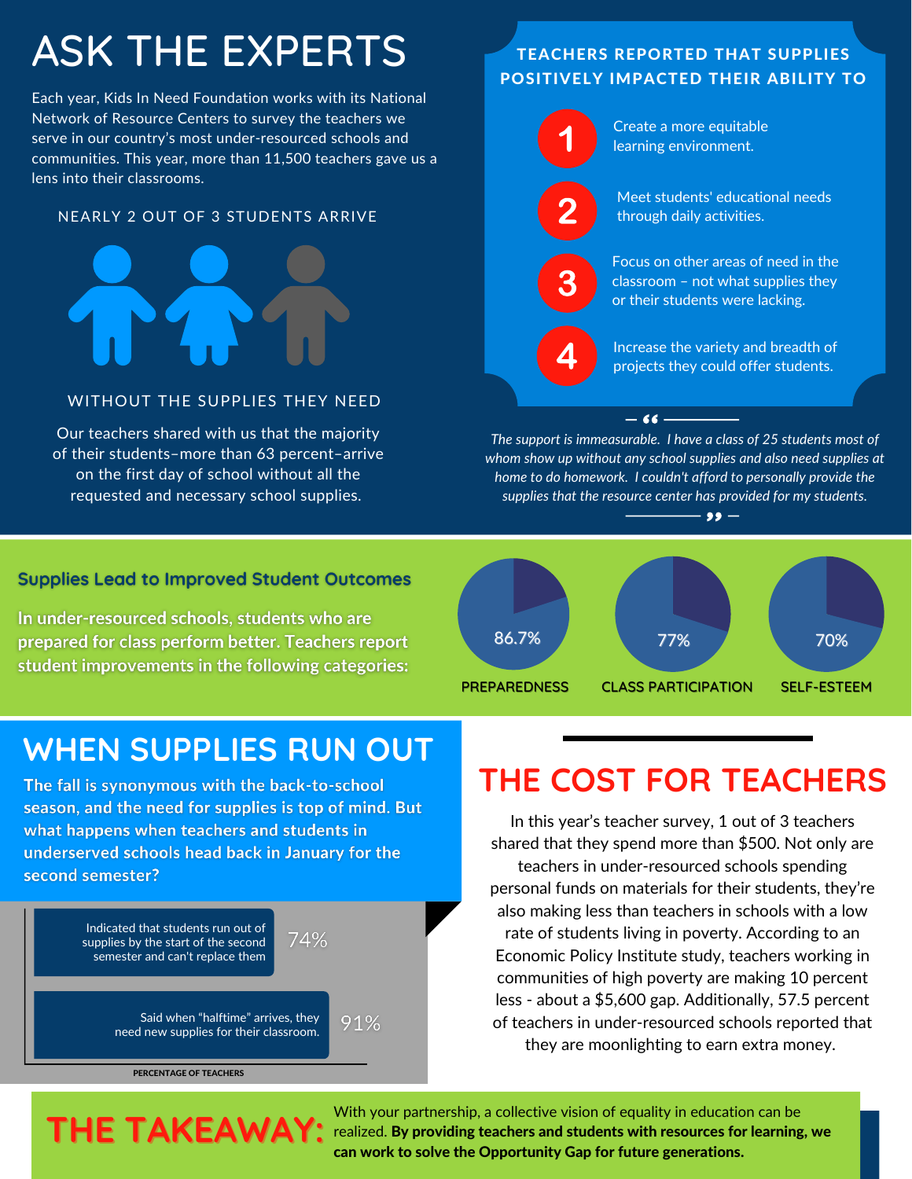# ASK THE EXPERTS

Each year, Kids In Need Foundation works with its National Network of Resource Centers to survey the teachers we serve in our country's most under-resourced schools and communities. This year, more than 11,500 teachers gave us a lens into their classrooms.

NEARLY 2 OUT OF 3 STUDENTS ARRIVE

WITHOUT THE SUPPLIES THEY NEED

Our teachers shared with us that the majority of their students–more than 63 percent–arrive on the first day of school without all the requested and necessary school supplies.

## TEACHERS REPORTED THAT SUPPLIES POSITIVELY IMPACTED THEIR ABILITY TO

1. Create a more equitable learning environment.
2. Meet students' educational needs through daily activities.
3. Focus on other areas of need in the classroom – not what supplies they or their students were lacking.
4. Increase the variety and breadth of projects they could offer students.

> *"The support is immeasurable. I have a class of 25 students most of whom show up without any school supplies and also need supplies at home to do homework. I couldn't afford to personally provide the supplies that the resource center has provided for my students."*

## Supplies Lead to Improved Student Outcomes

In under-resourced schools, students who are prepared for class perform better. Teachers report student improvements in the following categories:

86.7%
PREPAREDNESS

77%
CLASS PARTICIPATION

70%
SELF-ESTEEM

## WHEN SUPPLIES RUN OUT

The fall is synonymous with the back-to-school season, and the need for supplies is top of mind. But what happens when teachers and students in underserved schools head back in January for the second semester?

Indicated that students run out of supplies by the start of the second semester and can't replace them 74%

Said when "halftime" arrives, they need new supplies for their classroom. 91%

PERCENTAGE OF TEACHERS

## THE COST FOR TEACHERS

In this year's teacher survey, 1 out of 3 teachers shared that they spend more than $500. Not only are teachers in under-resourced schools spending personal funds on materials for their students, they're also making less than teachers in schools with a low rate of students living in poverty. According to an Economic Policy Institute study, teachers working in communities of high poverty are making 10 percent less - about a $5,600 gap. Additionally, 57.5 percent of teachers in under-resourced schools reported that they are moonlighting to earn extra money.

## THE TAKEAWAY:

With your partnership, a collective vision of equality in education can be realized. **By providing teachers and students with resources for learning, we can work to solve the Opportunity Gap for future generations.**